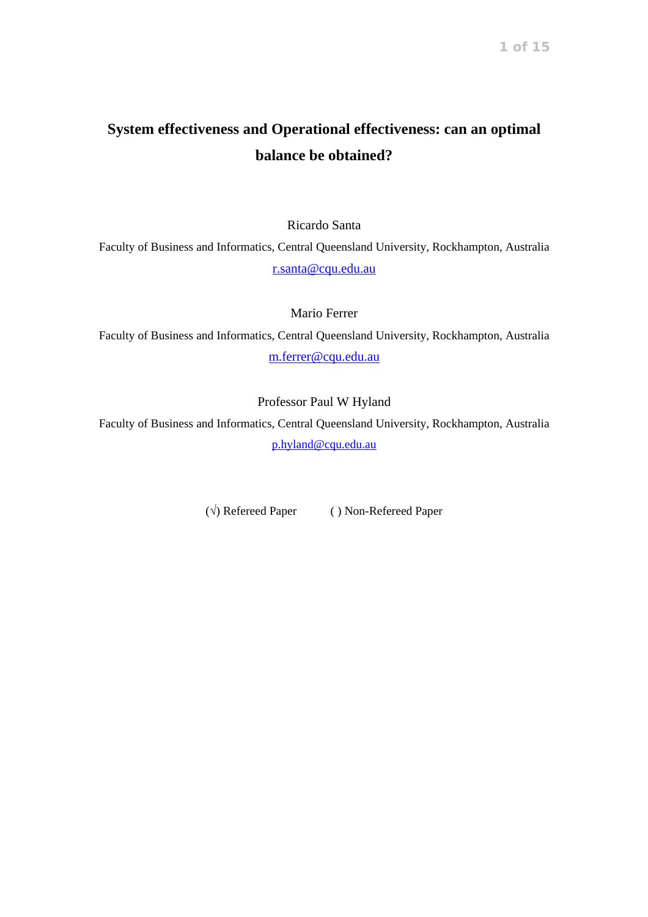# System effectiveness and Operational effectiveness: can an optimal balance be obtained?

Ricardo Santa

Faculty of Business and Informatics, Central Queensland University, Rockhampton, Australia

r.santa@cqu.edu.au

Mario Ferrer

Faculty of Business and Informatics, Central Queensland University, Rockhampton, Australia

m.ferrer@cqu.edu.au

Professor Paul W Hyland

Faculty of Business and Informatics, Central Queensland University, Rockhampton, Australia

p.hyland@cqu.edu.au

(√) Refereed Paper ( ) Non-Refereed Paper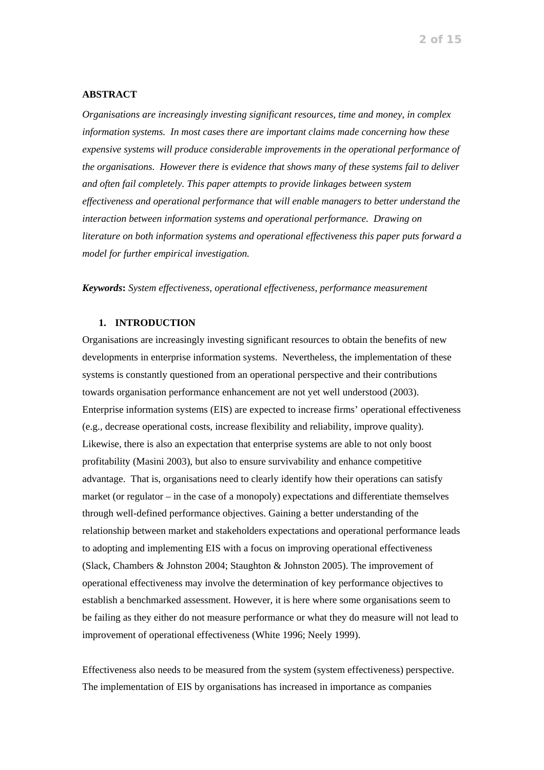**ABSTRACT**

*Organisations are increasingly investing significant resources, time and money, in complex information systems. In most cases there are important claims made concerning how these expensive systems will produce considerable improvements in the operational performance of the organisations. However there is evidence that shows many of these systems fail to deliver and often fail completely. This paper attempts to provide linkages between system effectiveness and operational performance that will enable managers to better understand the interaction between information systems and operational performance. Drawing on literature on both information systems and operational effectiveness this paper puts forward a model for further empirical investigation.*

***Keywords*****:** *System effectiveness, operational effectiveness, performance measurement*

## 1. INTRODUCTION

Organisations are increasingly investing significant resources to obtain the benefits of new developments in enterprise information systems. Nevertheless, the implementation of these systems is constantly questioned from an operational perspective and their contributions towards organisation performance enhancement are not yet well understood (2003). Enterprise information systems (EIS) are expected to increase firms' operational effectiveness (e.g., decrease operational costs, increase flexibility and reliability, improve quality). Likewise, there is also an expectation that enterprise systems are able to not only boost profitability (Masini 2003), but also to ensure survivability and enhance competitive advantage. That is, organisations need to clearly identify how their operations can satisfy market (or regulator – in the case of a monopoly) expectations and differentiate themselves through well-defined performance objectives. Gaining a better understanding of the relationship between market and stakeholders expectations and operational performance leads to adopting and implementing EIS with a focus on improving operational effectiveness (Slack, Chambers & Johnston 2004; Staughton & Johnston 2005). The improvement of operational effectiveness may involve the determination of key performance objectives to establish a benchmarked assessment. However, it is here where some organisations seem to be failing as they either do not measure performance or what they do measure will not lead to improvement of operational effectiveness (White 1996; Neely 1999).

Effectiveness also needs to be measured from the system (system effectiveness) perspective. The implementation of EIS by organisations has increased in importance as companies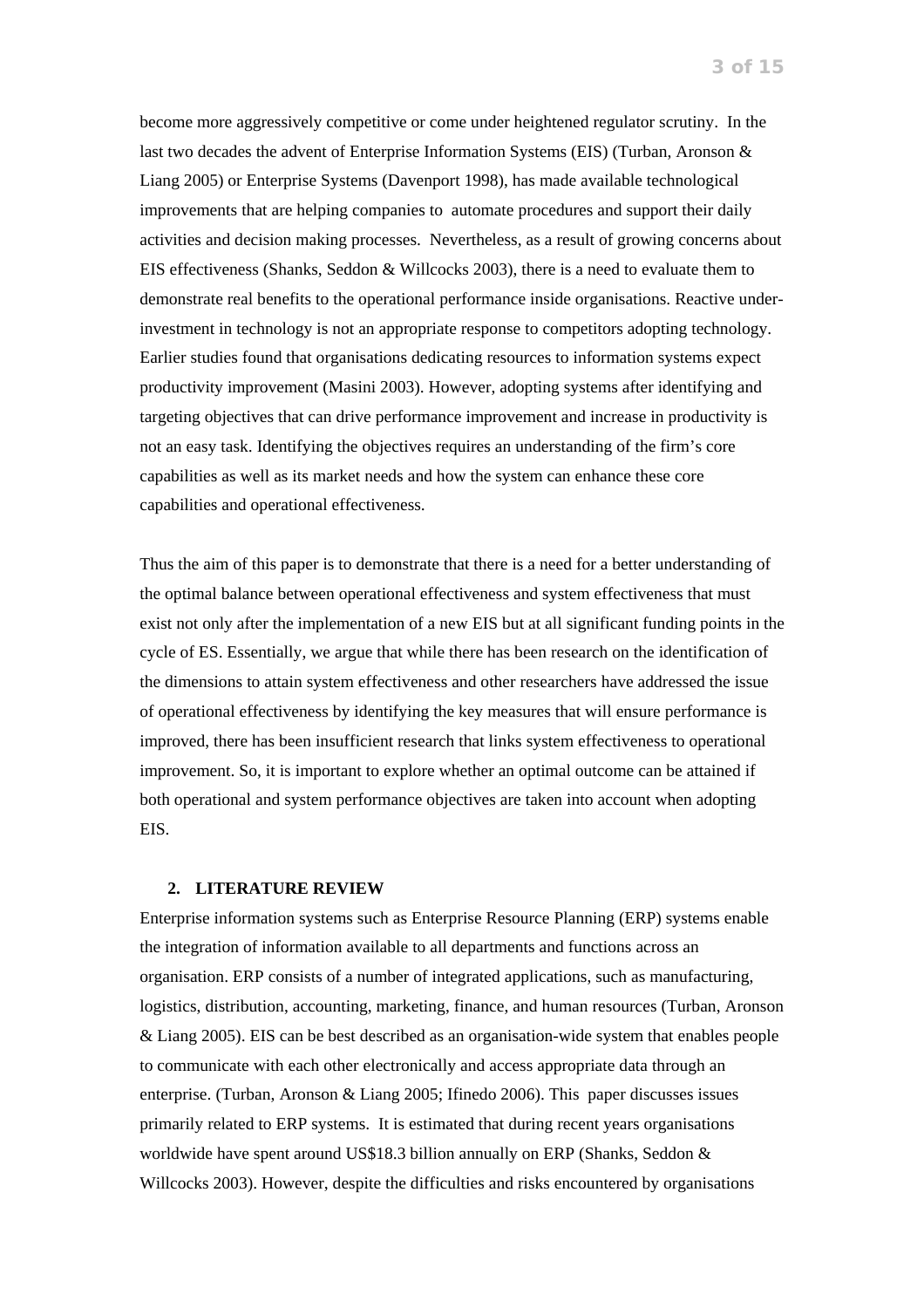become more aggressively competitive or come under heightened regulator scrutiny. In the last two decades the advent of Enterprise Information Systems (EIS) (Turban, Aronson & Liang 2005) or Enterprise Systems (Davenport 1998), has made available technological improvements that are helping companies to automate procedures and support their daily activities and decision making processes. Nevertheless, as a result of growing concerns about EIS effectiveness (Shanks, Seddon & Willcocks 2003), there is a need to evaluate them to demonstrate real benefits to the operational performance inside organisations. Reactive under-investment in technology is not an appropriate response to competitors adopting technology. Earlier studies found that organisations dedicating resources to information systems expect productivity improvement (Masini 2003). However, adopting systems after identifying and targeting objectives that can drive performance improvement and increase in productivity is not an easy task. Identifying the objectives requires an understanding of the firm's core capabilities as well as its market needs and how the system can enhance these core capabilities and operational effectiveness.

Thus the aim of this paper is to demonstrate that there is a need for a better understanding of the optimal balance between operational effectiveness and system effectiveness that must exist not only after the implementation of a new EIS but at all significant funding points in the cycle of ES. Essentially, we argue that while there has been research on the identification of the dimensions to attain system effectiveness and other researchers have addressed the issue of operational effectiveness by identifying the key measures that will ensure performance is improved, there has been insufficient research that links system effectiveness to operational improvement. So, it is important to explore whether an optimal outcome can be attained if both operational and system performance objectives are taken into account when adopting EIS.

## 2. LITERATURE REVIEW

Enterprise information systems such as Enterprise Resource Planning (ERP) systems enable the integration of information available to all departments and functions across an organisation. ERP consists of a number of integrated applications, such as manufacturing, logistics, distribution, accounting, marketing, finance, and human resources (Turban, Aronson & Liang 2005). EIS can be best described as an organisation-wide system that enables people to communicate with each other electronically and access appropriate data through an enterprise. (Turban, Aronson & Liang 2005; Ifinedo 2006). This paper discusses issues primarily related to ERP systems. It is estimated that during recent years organisations worldwide have spent around US$18.3 billion annually on ERP (Shanks, Seddon & Willcocks 2003). However, despite the difficulties and risks encountered by organisations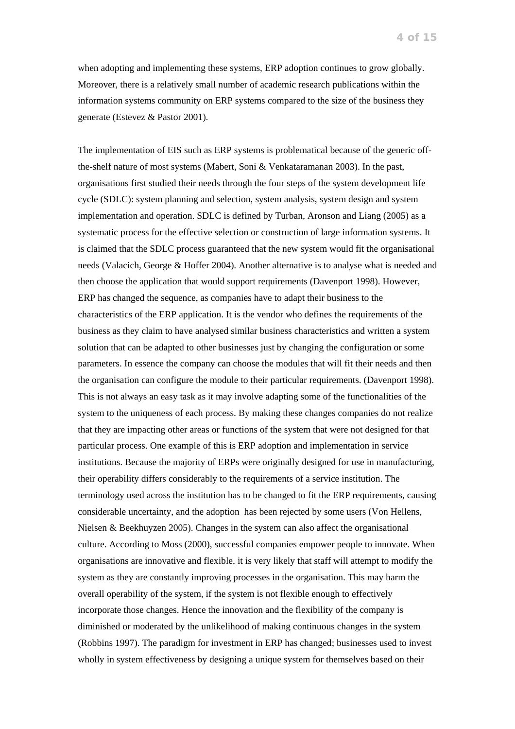when adopting and implementing these systems, ERP adoption continues to grow globally. Moreover, there is a relatively small number of academic research publications within the information systems community on ERP systems compared to the size of the business they generate (Estevez & Pastor 2001).

The implementation of EIS such as ERP systems is problematical because of the generic off-the-shelf nature of most systems (Mabert, Soni & Venkataramanan 2003). In the past, organisations first studied their needs through the four steps of the system development life cycle (SDLC): system planning and selection, system analysis, system design and system implementation and operation. SDLC is defined by Turban, Aronson and Liang (2005) as a systematic process for the effective selection or construction of large information systems. It is claimed that the SDLC process guaranteed that the new system would fit the organisational needs (Valacich, George & Hoffer 2004). Another alternative is to analyse what is needed and then choose the application that would support requirements (Davenport 1998). However, ERP has changed the sequence, as companies have to adapt their business to the characteristics of the ERP application. It is the vendor who defines the requirements of the business as they claim to have analysed similar business characteristics and written a system solution that can be adapted to other businesses just by changing the configuration or some parameters. In essence the company can choose the modules that will fit their needs and then the organisation can configure the module to their particular requirements. (Davenport 1998). This is not always an easy task as it may involve adapting some of the functionalities of the system to the uniqueness of each process. By making these changes companies do not realize that they are impacting other areas or functions of the system that were not designed for that particular process. One example of this is ERP adoption and implementation in service institutions. Because the majority of ERPs were originally designed for use in manufacturing, their operability differs considerably to the requirements of a service institution. The terminology used across the institution has to be changed to fit the ERP requirements, causing considerable uncertainty, and the adoption has been rejected by some users (Von Hellens, Nielsen & Beekhuyzen 2005). Changes in the system can also affect the organisational culture. According to Moss (2000), successful companies empower people to innovate. When organisations are innovative and flexible, it is very likely that staff will attempt to modify the system as they are constantly improving processes in the organisation. This may harm the overall operability of the system, if the system is not flexible enough to effectively incorporate those changes. Hence the innovation and the flexibility of the company is diminished or moderated by the unlikelihood of making continuous changes in the system (Robbins 1997). The paradigm for investment in ERP has changed; businesses used to invest wholly in system effectiveness by designing a unique system for themselves based on their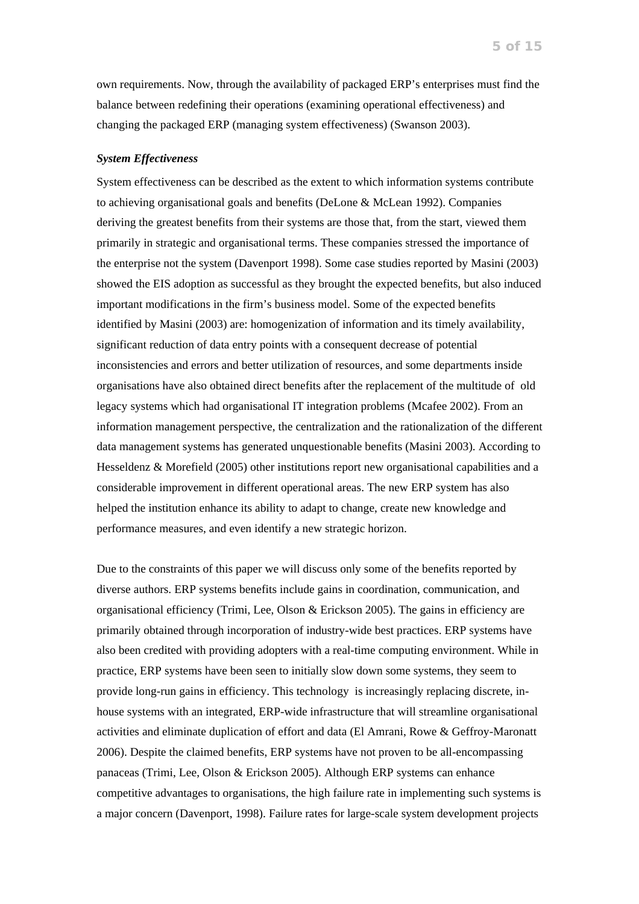own requirements. Now, through the availability of packaged ERP's enterprises must find the balance between redefining their operations (examining operational effectiveness) and changing the packaged ERP (managing system effectiveness) (Swanson 2003).

***System Effectiveness***

System effectiveness can be described as the extent to which information systems contribute to achieving organisational goals and benefits (DeLone & McLean 1992). Companies deriving the greatest benefits from their systems are those that, from the start, viewed them primarily in strategic and organisational terms. These companies stressed the importance of the enterprise not the system (Davenport 1998). Some case studies reported by Masini (2003) showed the EIS adoption as successful as they brought the expected benefits, but also induced important modifications in the firm's business model. Some of the expected benefits identified by Masini (2003) are: homogenization of information and its timely availability, significant reduction of data entry points with a consequent decrease of potential inconsistencies and errors and better utilization of resources, and some departments inside organisations have also obtained direct benefits after the replacement of the multitude of old legacy systems which had organisational IT integration problems (Mcafee 2002). From an information management perspective, the centralization and the rationalization of the different data management systems has generated unquestionable benefits (Masini 2003). According to Hesseldenz & Morefield (2005) other institutions report new organisational capabilities and a considerable improvement in different operational areas. The new ERP system has also helped the institution enhance its ability to adapt to change, create new knowledge and performance measures, and even identify a new strategic horizon.

Due to the constraints of this paper we will discuss only some of the benefits reported by diverse authors. ERP systems benefits include gains in coordination, communication, and organisational efficiency (Trimi, Lee, Olson & Erickson 2005). The gains in efficiency are primarily obtained through incorporation of industry-wide best practices. ERP systems have also been credited with providing adopters with a real-time computing environment. While in practice, ERP systems have been seen to initially slow down some systems, they seem to provide long-run gains in efficiency. This technology is increasingly replacing discrete, in-house systems with an integrated, ERP-wide infrastructure that will streamline organisational activities and eliminate duplication of effort and data (El Amrani, Rowe & Geffroy-Maronatt 2006). Despite the claimed benefits, ERP systems have not proven to be all-encompassing panaceas (Trimi, Lee, Olson & Erickson 2005). Although ERP systems can enhance competitive advantages to organisations, the high failure rate in implementing such systems is a major concern (Davenport, 1998). Failure rates for large-scale system development projects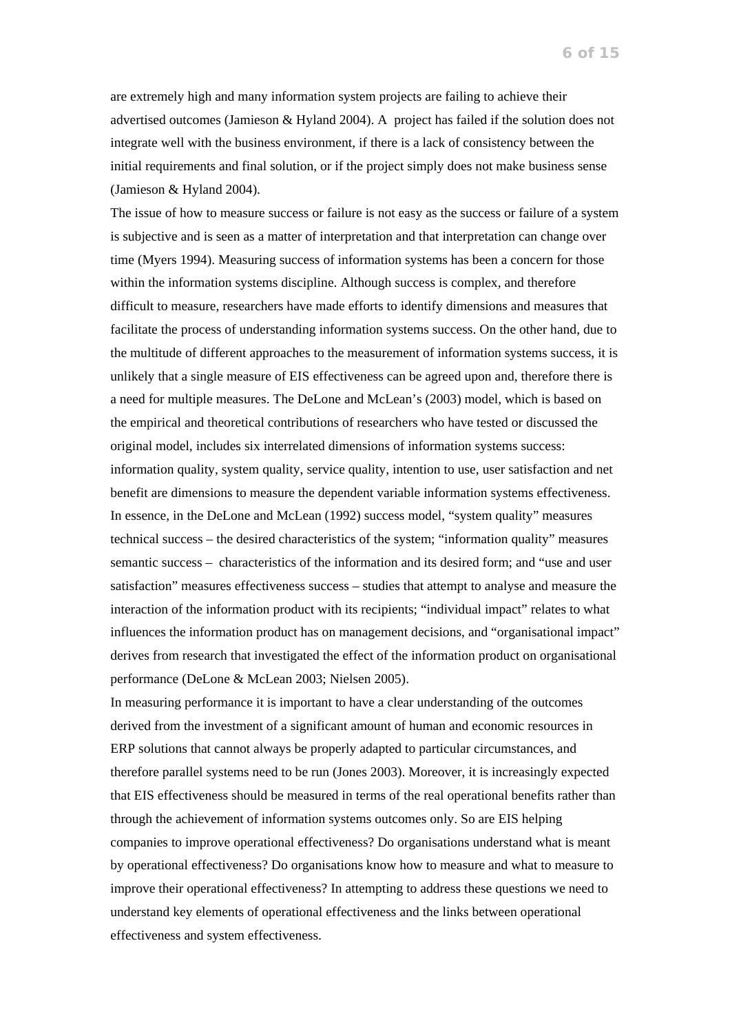are extremely high and many information system projects are failing to achieve their advertised outcomes (Jamieson & Hyland 2004). A project has failed if the solution does not integrate well with the business environment, if there is a lack of consistency between the initial requirements and final solution, or if the project simply does not make business sense (Jamieson & Hyland 2004).

The issue of how to measure success or failure is not easy as the success or failure of a system is subjective and is seen as a matter of interpretation and that interpretation can change over time (Myers 1994). Measuring success of information systems has been a concern for those within the information systems discipline. Although success is complex, and therefore difficult to measure, researchers have made efforts to identify dimensions and measures that facilitate the process of understanding information systems success. On the other hand, due to the multitude of different approaches to the measurement of information systems success, it is unlikely that a single measure of EIS effectiveness can be agreed upon and, therefore there is a need for multiple measures. The DeLone and McLean's (2003) model, which is based on the empirical and theoretical contributions of researchers who have tested or discussed the original model, includes six interrelated dimensions of information systems success: information quality, system quality, service quality, intention to use, user satisfaction and net benefit are dimensions to measure the dependent variable information systems effectiveness. In essence, in the DeLone and McLean (1992) success model, "system quality" measures technical success – the desired characteristics of the system; "information quality" measures semantic success – characteristics of the information and its desired form; and "use and user satisfaction" measures effectiveness success – studies that attempt to analyse and measure the interaction of the information product with its recipients; "individual impact" relates to what influences the information product has on management decisions, and "organisational impact" derives from research that investigated the effect of the information product on organisational performance (DeLone & McLean 2003; Nielsen 2005).

In measuring performance it is important to have a clear understanding of the outcomes derived from the investment of a significant amount of human and economic resources in ERP solutions that cannot always be properly adapted to particular circumstances, and therefore parallel systems need to be run (Jones 2003). Moreover, it is increasingly expected that EIS effectiveness should be measured in terms of the real operational benefits rather than through the achievement of information systems outcomes only. So are EIS helping companies to improve operational effectiveness? Do organisations understand what is meant by operational effectiveness? Do organisations know how to measure and what to measure to improve their operational effectiveness? In attempting to address these questions we need to understand key elements of operational effectiveness and the links between operational effectiveness and system effectiveness.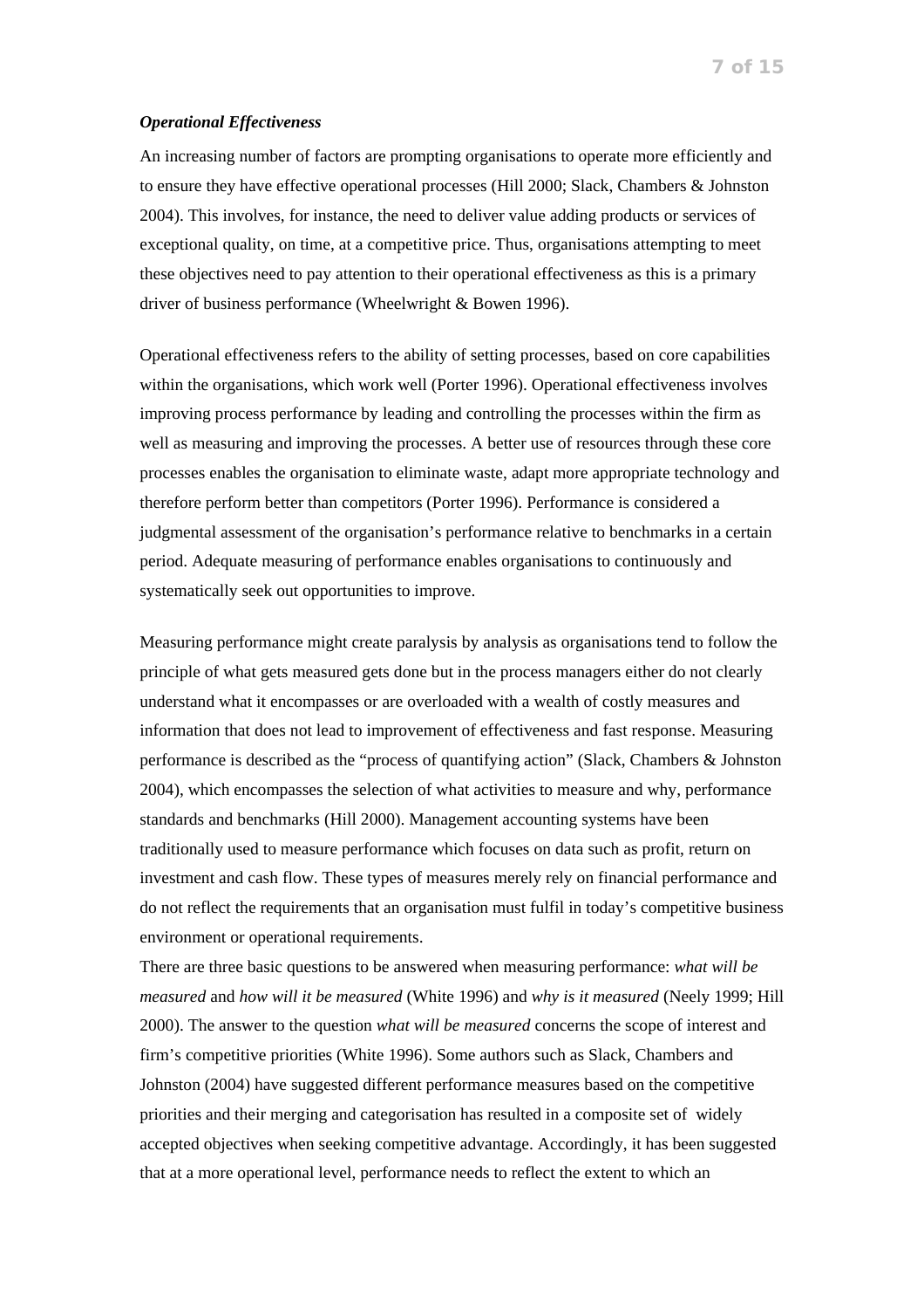***Operational Effectiveness***

An increasing number of factors are prompting organisations to operate more efficiently and to ensure they have effective operational processes (Hill 2000; Slack, Chambers & Johnston 2004). This involves, for instance, the need to deliver value adding products or services of exceptional quality, on time, at a competitive price. Thus, organisations attempting to meet these objectives need to pay attention to their operational effectiveness as this is a primary driver of business performance (Wheelwright & Bowen 1996).

Operational effectiveness refers to the ability of setting processes, based on core capabilities within the organisations, which work well (Porter 1996). Operational effectiveness involves improving process performance by leading and controlling the processes within the firm as well as measuring and improving the processes. A better use of resources through these core processes enables the organisation to eliminate waste, adapt more appropriate technology and therefore perform better than competitors (Porter 1996). Performance is considered a judgmental assessment of the organisation's performance relative to benchmarks in a certain period. Adequate measuring of performance enables organisations to continuously and systematically seek out opportunities to improve.

Measuring performance might create paralysis by analysis as organisations tend to follow the principle of what gets measured gets done but in the process managers either do not clearly understand what it encompasses or are overloaded with a wealth of costly measures and information that does not lead to improvement of effectiveness and fast response. Measuring performance is described as the "process of quantifying action" (Slack, Chambers & Johnston 2004), which encompasses the selection of what activities to measure and why, performance standards and benchmarks (Hill 2000). Management accounting systems have been traditionally used to measure performance which focuses on data such as profit, return on investment and cash flow. These types of measures merely rely on financial performance and do not reflect the requirements that an organisation must fulfil in today's competitive business environment or operational requirements.

There are three basic questions to be answered when measuring performance: *what will be measured* and *how will it be measured* (White 1996) and *why is it measured* (Neely 1999; Hill 2000). The answer to the question *what will be measured* concerns the scope of interest and firm's competitive priorities (White 1996). Some authors such as Slack, Chambers and Johnston (2004) have suggested different performance measures based on the competitive priorities and their merging and categorisation has resulted in a composite set of widely accepted objectives when seeking competitive advantage. Accordingly, it has been suggested that at a more operational level, performance needs to reflect the extent to which an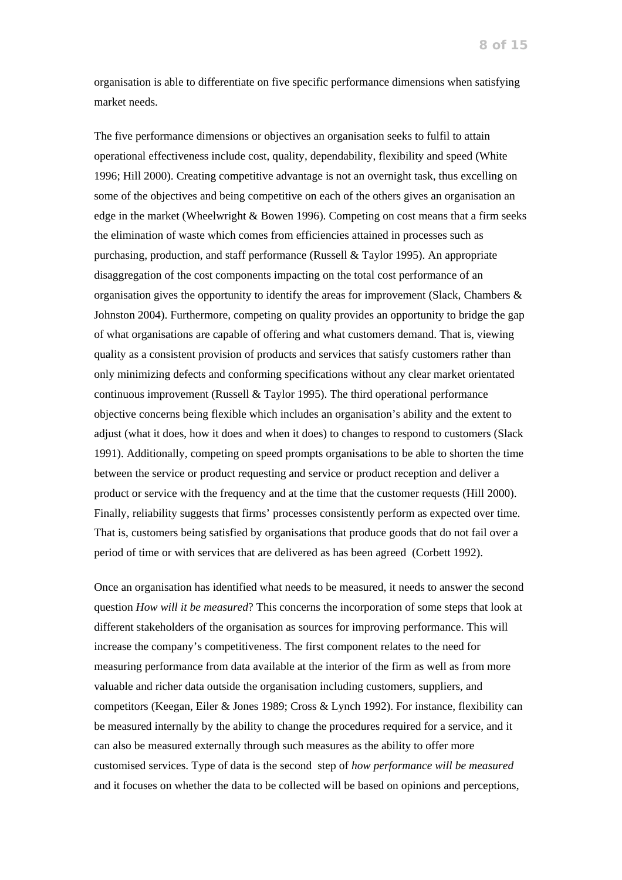organisation is able to differentiate on five specific performance dimensions when satisfying market needs.

The five performance dimensions or objectives an organisation seeks to fulfil to attain operational effectiveness include cost, quality, dependability, flexibility and speed (White 1996; Hill 2000). Creating competitive advantage is not an overnight task, thus excelling on some of the objectives and being competitive on each of the others gives an organisation an edge in the market (Wheelwright & Bowen 1996). Competing on cost means that a firm seeks the elimination of waste which comes from efficiencies attained in processes such as purchasing, production, and staff performance (Russell & Taylor 1995). An appropriate disaggregation of the cost components impacting on the total cost performance of an organisation gives the opportunity to identify the areas for improvement (Slack, Chambers & Johnston 2004). Furthermore, competing on quality provides an opportunity to bridge the gap of what organisations are capable of offering and what customers demand. That is, viewing quality as a consistent provision of products and services that satisfy customers rather than only minimizing defects and conforming specifications without any clear market orientated continuous improvement (Russell & Taylor 1995). The third operational performance objective concerns being flexible which includes an organisation's ability and the extent to adjust (what it does, how it does and when it does) to changes to respond to customers (Slack 1991). Additionally, competing on speed prompts organisations to be able to shorten the time between the service or product requesting and service or product reception and deliver a product or service with the frequency and at the time that the customer requests (Hill 2000). Finally, reliability suggests that firms' processes consistently perform as expected over time. That is, customers being satisfied by organisations that produce goods that do not fail over a period of time or with services that are delivered as has been agreed (Corbett 1992).

Once an organisation has identified what needs to be measured, it needs to answer the second question *How will it be measured*? This concerns the incorporation of some steps that look at different stakeholders of the organisation as sources for improving performance. This will increase the company's competitiveness. The first component relates to the need for measuring performance from data available at the interior of the firm as well as from more valuable and richer data outside the organisation including customers, suppliers, and competitors (Keegan, Eiler & Jones 1989; Cross & Lynch 1992). For instance, flexibility can be measured internally by the ability to change the procedures required for a service, and it can also be measured externally through such measures as the ability to offer more customised services. Type of data is the second step of *how performance will be measured* and it focuses on whether the data to be collected will be based on opinions and perceptions,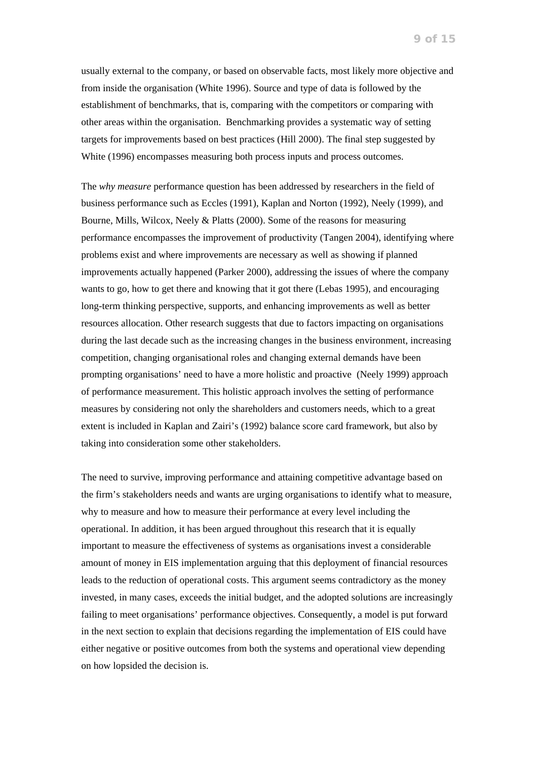usually external to the company, or based on observable facts, most likely more objective and from inside the organisation (White 1996). Source and type of data is followed by the establishment of benchmarks, that is, comparing with the competitors or comparing with other areas within the organisation.  Benchmarking provides a systematic way of setting targets for improvements based on best practices (Hill 2000). The final step suggested by White (1996) encompasses measuring both process inputs and process outcomes.

The *why measure* performance question has been addressed by researchers in the field of business performance such as Eccles (1991), Kaplan and Norton (1992), Neely (1999), and Bourne, Mills, Wilcox, Neely & Platts (2000). Some of the reasons for measuring performance encompasses the improvement of productivity (Tangen 2004), identifying where problems exist and where improvements are necessary as well as showing if planned improvements actually happened (Parker 2000), addressing the issues of where the company wants to go, how to get there and knowing that it got there (Lebas 1995), and encouraging long-term thinking perspective, supports, and enhancing improvements as well as better resources allocation. Other research suggests that due to factors impacting on organisations during the last decade such as the increasing changes in the business environment, increasing competition, changing organisational roles and changing external demands have been prompting organisations' need to have a more holistic and proactive  (Neely 1999) approach of performance measurement. This holistic approach involves the setting of performance measures by considering not only the shareholders and customers needs, which to a great extent is included in Kaplan and Zairi's (1992) balance score card framework, but also by taking into consideration some other stakeholders.

The need to survive, improving performance and attaining competitive advantage based on the firm's stakeholders needs and wants are urging organisations to identify what to measure, why to measure and how to measure their performance at every level including the operational. In addition, it has been argued throughout this research that it is equally important to measure the effectiveness of systems as organisations invest a considerable amount of money in EIS implementation arguing that this deployment of financial resources leads to the reduction of operational costs. This argument seems contradictory as the money invested, in many cases, exceeds the initial budget, and the adopted solutions are increasingly failing to meet organisations' performance objectives. Consequently, a model is put forward in the next section to explain that decisions regarding the implementation of EIS could have either negative or positive outcomes from both the systems and operational view depending on how lopsided the decision is.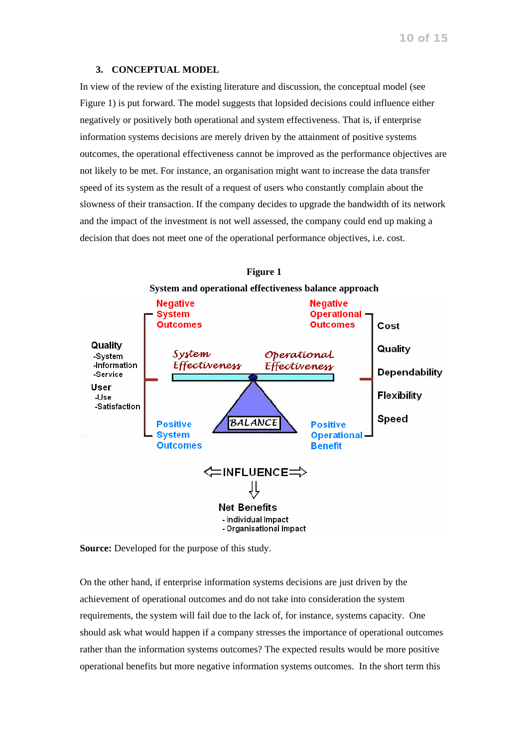## 3. CONCEPTUAL MODEL

In view of the review of the existing literature and discussion, the conceptual model (see Figure 1) is put forward. The model suggests that lopsided decisions could influence either negatively or positively both operational and system effectiveness. That is, if enterprise information systems decisions are merely driven by the attainment of positive systems outcomes, the operational effectiveness cannot be improved as the performance objectives are not likely to be met. For instance, an organisation might want to increase the data transfer speed of its system as the result of a request of users who constantly complain about the slowness of their transaction. If the company decides to upgrade the bandwidth of its network and the impact of the investment is not well assessed, the company could end up making a decision that does not meet one of the operational performance objectives, i.e. cost.

**Figure 1**

**System and operational effectiveness balance approach**

Negative System Outcomes | Negative Operational Outcomes

Quality
- System
- Information
- Service

User
- Use
- Satisfaction

System Effectiveness | Operational Effectiveness

BALANCE

Cost
Quality
Dependability
Flexibility
Speed

Positive System Outcomes | Positive Operational Benefit

⇐INFLUENCE⇒

⇓

Net Benefits
- Individual Impact
- Organisational Impact

**Source:** Developed for the purpose of this study.

On the other hand, if enterprise information systems decisions are just driven by the achievement of operational outcomes and do not take into consideration the system requirements, the system will fail due to the lack of, for instance, systems capacity. One should ask what would happen if a company stresses the importance of operational outcomes rather than the information systems outcomes? The expected results would be more positive operational benefits but more negative information systems outcomes. In the short term this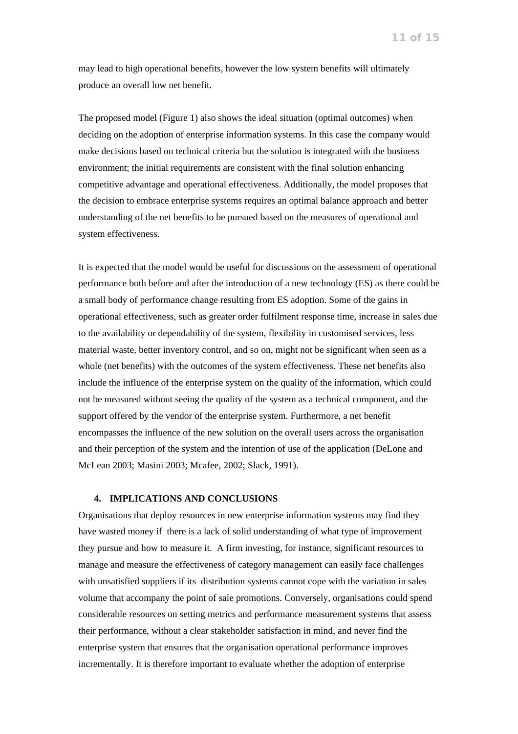may lead to high operational benefits, however the low system benefits will ultimately produce an overall low net benefit.

The proposed model (Figure 1) also shows the ideal situation (optimal outcomes) when deciding on the adoption of enterprise information systems. In this case the company would make decisions based on technical criteria but the solution is integrated with the business environment; the initial requirements are consistent with the final solution enhancing competitive advantage and operational effectiveness. Additionally, the model proposes that the decision to embrace enterprise systems requires an optimal balance approach and better understanding of the net benefits to be pursued based on the measures of operational and system effectiveness.

It is expected that the model would be useful for discussions on the assessment of operational performance both before and after the introduction of a new technology (ES) as there could be a small body of performance change resulting from ES adoption. Some of the gains in operational effectiveness, such as greater order fulfilment response time, increase in sales due to the availability or dependability of the system, flexibility in customised services, less material waste, better inventory control, and so on, might not be significant when seen as a whole (net benefits) with the outcomes of the system effectiveness. These net benefits also include the influence of the enterprise system on the quality of the information, which could not be measured without seeing the quality of the system as a technical component, and the support offered by the vendor of the enterprise system. Furthermore, a net benefit encompasses the influence of the new solution on the overall users across the organisation and their perception of the system and the intention of use of the application (DeLone and McLean 2003; Masini 2003; Mcafee, 2002; Slack, 1991).

## 4. IMPLICATIONS AND CONCLUSIONS

Organisations that deploy resources in new enterprise information systems may find they have wasted money if there is a lack of solid understanding of what type of improvement they pursue and how to measure it. A firm investing, for instance, significant resources to manage and measure the effectiveness of category management can easily face challenges with unsatisfied suppliers if its distribution systems cannot cope with the variation in sales volume that accompany the point of sale promotions. Conversely, organisations could spend considerable resources on setting metrics and performance measurement systems that assess their performance, without a clear stakeholder satisfaction in mind, and never find the enterprise system that ensures that the organisation operational performance improves incrementally. It is therefore important to evaluate whether the adoption of enterprise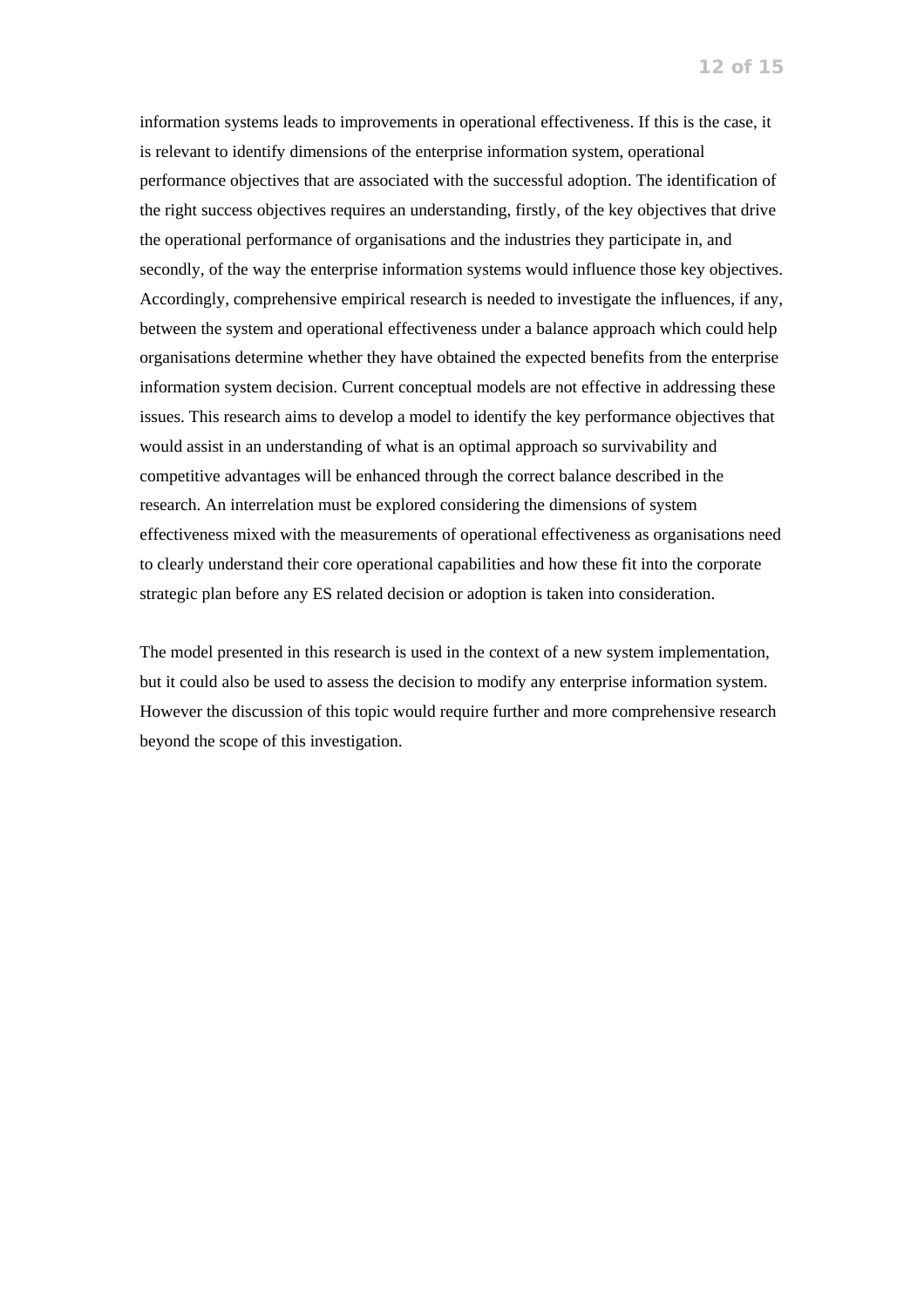information systems leads to improvements in operational effectiveness. If this is the case, it is relevant to identify dimensions of the enterprise information system, operational performance objectives that are associated with the successful adoption. The identification of the right success objectives requires an understanding, firstly, of the key objectives that drive the operational performance of organisations and the industries they participate in, and secondly, of the way the enterprise information systems would influence those key objectives. Accordingly, comprehensive empirical research is needed to investigate the influences, if any, between the system and operational effectiveness under a balance approach which could help organisations determine whether they have obtained the expected benefits from the enterprise information system decision. Current conceptual models are not effective in addressing these issues. This research aims to develop a model to identify the key performance objectives that would assist in an understanding of what is an optimal approach so survivability and competitive advantages will be enhanced through the correct balance described in the research. An interrelation must be explored considering the dimensions of system effectiveness mixed with the measurements of operational effectiveness as organisations need to clearly understand their core operational capabilities and how these fit into the corporate strategic plan before any ES related decision or adoption is taken into consideration.

The model presented in this research is used in the context of a new system implementation, but it could also be used to assess the decision to modify any enterprise information system. However the discussion of this topic would require further and more comprehensive research beyond the scope of this investigation.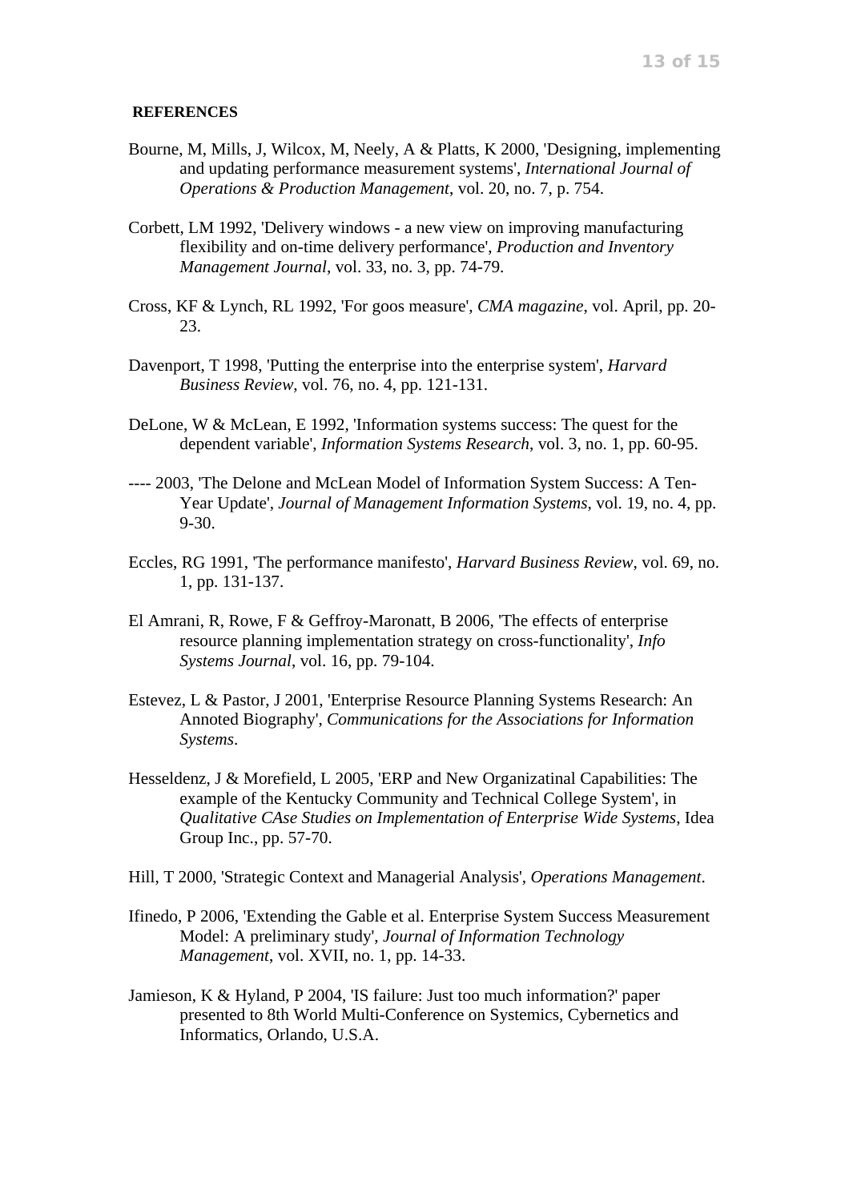## REFERENCES

Bourne, M, Mills, J, Wilcox, M, Neely, A & Platts, K 2000, 'Designing, implementing and updating performance measurement systems', *International Journal of Operations & Production Management*, vol. 20, no. 7, p. 754.

Corbett, LM 1992, 'Delivery windows - a new view on improving manufacturing flexibility and on-time delivery performance', *Production and Inventory Management Journal*, vol. 33, no. 3, pp. 74-79.

Cross, KF & Lynch, RL 1992, 'For goos measure', *CMA magazine*, vol. April, pp. 20-23.

Davenport, T 1998, 'Putting the enterprise into the enterprise system', *Harvard Business Review*, vol. 76, no. 4, pp. 121-131.

DeLone, W & McLean, E 1992, 'Information systems success: The quest for the dependent variable', *Information Systems Research*, vol. 3, no. 1, pp. 60-95.

---- 2003, 'The Delone and McLean Model of Information System Success: A Ten-Year Update', *Journal of Management Information Systems*, vol. 19, no. 4, pp. 9-30.

Eccles, RG 1991, 'The performance manifesto', *Harvard Business Review*, vol. 69, no. 1, pp. 131-137.

El Amrani, R, Rowe, F & Geffroy-Maronatt, B 2006, 'The effects of enterprise resource planning implementation strategy on cross-functionality', *Info Systems Journal*, vol. 16, pp. 79-104.

Estevez, L & Pastor, J 2001, 'Enterprise Resource Planning Systems Research: An Annoted Biography', *Communications for the Associations for Information Systems*.

Hesseldenz, J & Morefield, L 2005, 'ERP and New Organizatinal Capabilities: The example of the Kentucky Community and Technical College System', in *Qualitative CAse Studies on Implementation of Enterprise Wide Systems*, Idea Group Inc., pp. 57-70.

Hill, T 2000, 'Strategic Context and Managerial Analysis', *Operations Management*.

Ifinedo, P 2006, 'Extending the Gable et al. Enterprise System Success Measurement Model: A preliminary study', *Journal of Information Technology Management*, vol. XVII, no. 1, pp. 14-33.

Jamieson, K & Hyland, P 2004, 'IS failure: Just too much information?' paper presented to 8th World Multi-Conference on Systemics, Cybernetics and Informatics, Orlando, U.S.A.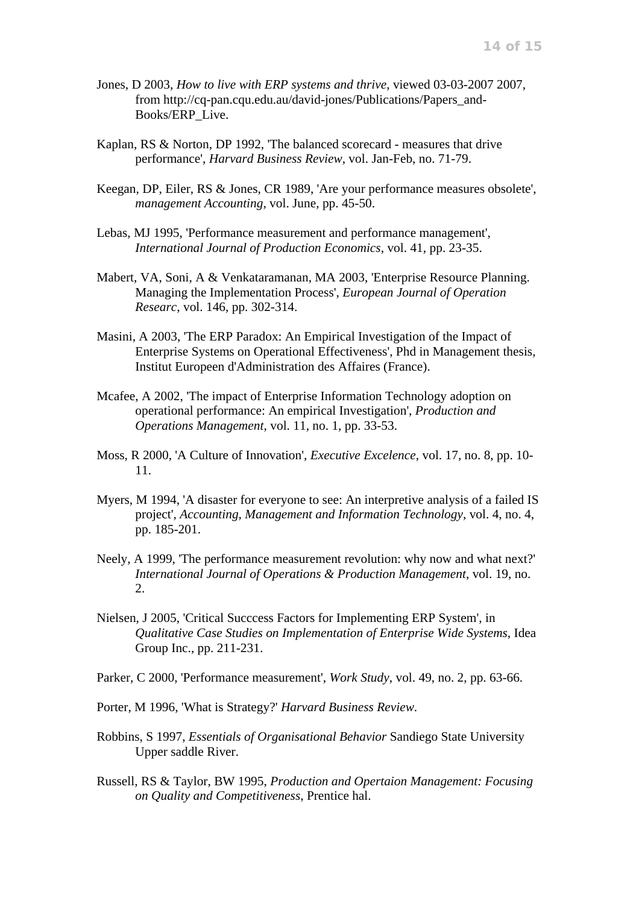Jones, D 2003, *How to live with ERP systems and thrive*, viewed 03-03-2007 2007, from http://cq-pan.cqu.edu.au/david-jones/Publications/Papers_and-Books/ERP_Live.

Kaplan, RS & Norton, DP 1992, 'The balanced scorecard - measures that drive performance', *Harvard Business Review*, vol. Jan-Feb, no. 71-79.

Keegan, DP, Eiler, RS & Jones, CR 1989, 'Are your performance measures obsolete', *management Accounting*, vol. June, pp. 45-50.

Lebas, MJ 1995, 'Performance measurement and performance management', *International Journal of Production Economics*, vol. 41, pp. 23-35.

Mabert, VA, Soni, A & Venkataramanan, MA 2003, 'Enterprise Resource Planning. Managing the Implementation Process', *European Journal of Operation Researc*, vol. 146, pp. 302-314.

Masini, A 2003, 'The ERP Paradox: An Empirical Investigation of the Impact of Enterprise Systems on Operational Effectiveness', Phd in Management thesis, Institut Europeen d'Administration des Affaires (France).

Mcafee, A 2002, 'The impact of Enterprise Information Technology adoption on operational performance: An empirical Investigation', *Production and Operations Management*, vol. 11, no. 1, pp. 33-53.

Moss, R 2000, 'A Culture of Innovation', *Executive Excelence*, vol. 17, no. 8, pp. 10-11.

Myers, M 1994, 'A disaster for everyone to see: An interpretive analysis of a failed IS project', *Accounting, Management and Information Technology*, vol. 4, no. 4, pp. 185-201.

Neely, A 1999, 'The performance measurement revolution: why now and what next?' *International Journal of Operations & Production Management*, vol. 19, no. 2.

Nielsen, J 2005, 'Critical Succcess Factors for Implementing ERP System', in *Qualitative Case Studies on Implementation of Enterprise Wide Systems*, Idea Group Inc., pp. 211-231.

Parker, C 2000, 'Performance measurement', *Work Study*, vol. 49, no. 2, pp. 63-66.

Porter, M 1996, 'What is Strategy?' *Harvard Business Review*.

Robbins, S 1997, *Essentials of Organisational Behavior* Sandiego State University Upper saddle River.

Russell, RS & Taylor, BW 1995, *Production and Opertaion Management: Focusing on Quality and Competitiveness*, Prentice hal.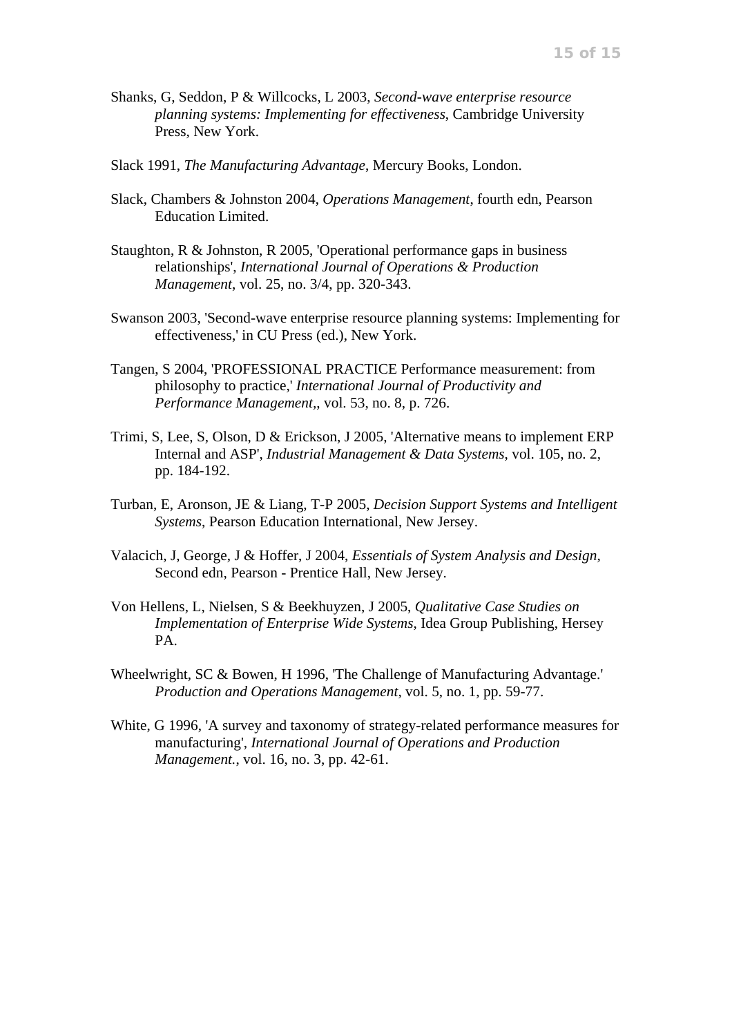Shanks, G, Seddon, P & Willcocks, L 2003, *Second-wave enterprise resource planning systems: Implementing for effectiveness*, Cambridge University Press, New York.

Slack 1991, *The Manufacturing Advantage*, Mercury Books, London.

Slack, Chambers & Johnston 2004, *Operations Management*, fourth edn, Pearson Education Limited.

Staughton, R & Johnston, R 2005, 'Operational performance gaps in business relationships', *International Journal of Operations & Production Management*, vol. 25, no. 3/4, pp. 320-343.

Swanson 2003, 'Second-wave enterprise resource planning systems: Implementing for effectiveness,' in CU Press (ed.), New York.

Tangen, S 2004, 'PROFESSIONAL PRACTICE Performance measurement: from philosophy to practice,' *International Journal of Productivity and Performance Management*,, vol. 53, no. 8, p. 726.

Trimi, S, Lee, S, Olson, D & Erickson, J 2005, 'Alternative means to implement ERP Internal and ASP', *Industrial Management & Data Systems*, vol. 105, no. 2, pp. 184-192.

Turban, E, Aronson, JE & Liang, T-P 2005, *Decision Support Systems and Intelligent Systems*, Pearson Education International, New Jersey.

Valacich, J, George, J & Hoffer, J 2004, *Essentials of System Analysis and Design*, Second edn, Pearson - Prentice Hall, New Jersey.

Von Hellens, L, Nielsen, S & Beekhuyzen, J 2005, *Qualitative Case Studies on Implementation of Enterprise Wide Systems*, Idea Group Publishing, Hersey PA.

Wheelwright, SC & Bowen, H 1996, 'The Challenge of Manufacturing Advantage.' *Production and Operations Management*, vol. 5, no. 1, pp. 59-77.

White, G 1996, 'A survey and taxonomy of strategy-related performance measures for manufacturing', *International Journal of Operations and Production Management.*, vol. 16, no. 3, pp. 42-61.